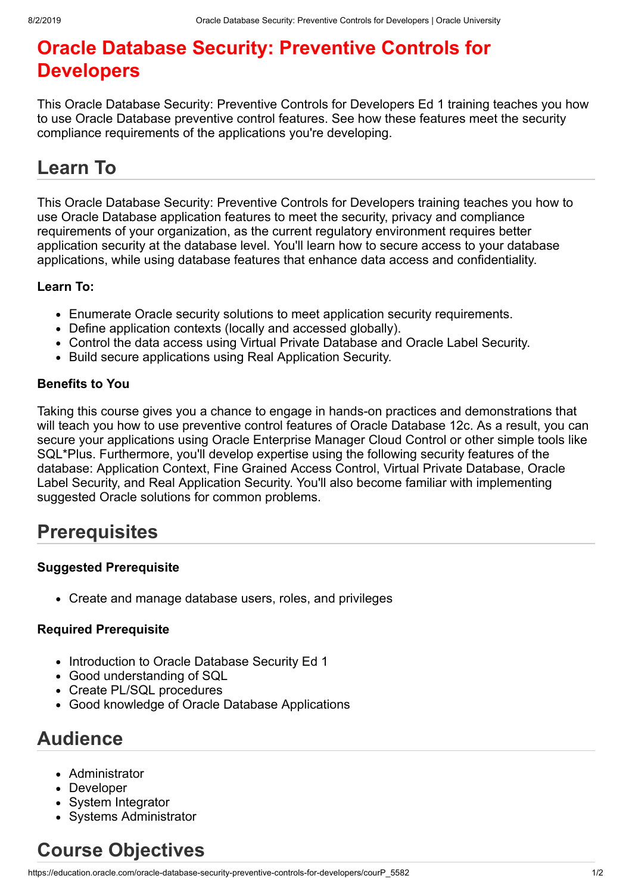# Oracle Database Security: Preventive Controls for Developers

This Oracle Database Security: Preventive Controls for Developers Ed 1 training teaches you how to use Oracle Database preventive control features. See how these features meet the security compliance requirements of the applications you're developing.

## Learn To

This Oracle Database Security: Preventive Controls for Developers training teaches you how to use Oracle Database application features to meet the security, privacy and compliance requirements of your organization, as the current regulatory environment requires better application security at the database level. You'll learn how to secure access to your database applications, while using database features that enhance data access and confidentiality.

### Learn To:

- Enumerate Oracle security solutions to meet application security requirements.
- Define application contexts (locally and accessed globally).
- Control the data access using Virtual Private Database and Oracle Label Security.
- Build secure applications using Real Application Security.

### Benefits to You

Taking this course gives you a chance to engage in hands-on practices and demonstrations that will teach you how to use preventive control features of Oracle Database 12c. As a result, you can secure your applications using Oracle Enterprise Manager Cloud Control or other simple tools like SQL*Plus. Furthermore, you'll develop expertise using the following security features of the database: Application Context, Fine Grained Access Control, Virtual Private Database, Oracle Label Security, and Real Application Security. You'll also become familiar with implementing suggested Oracle solutions for common problems.

## Prerequisites

### Suggested Prerequisite

- Create and manage database users, roles, and privileges

### Required Prerequisite

- Introduction to Oracle Database Security Ed 1
- Good understanding of SQL
- Create PL/SQL procedures
- Good knowledge of Oracle Database Applications

## Audience

- Administrator
- Developer
- System Integrator
- Systems Administrator

## Course Objectives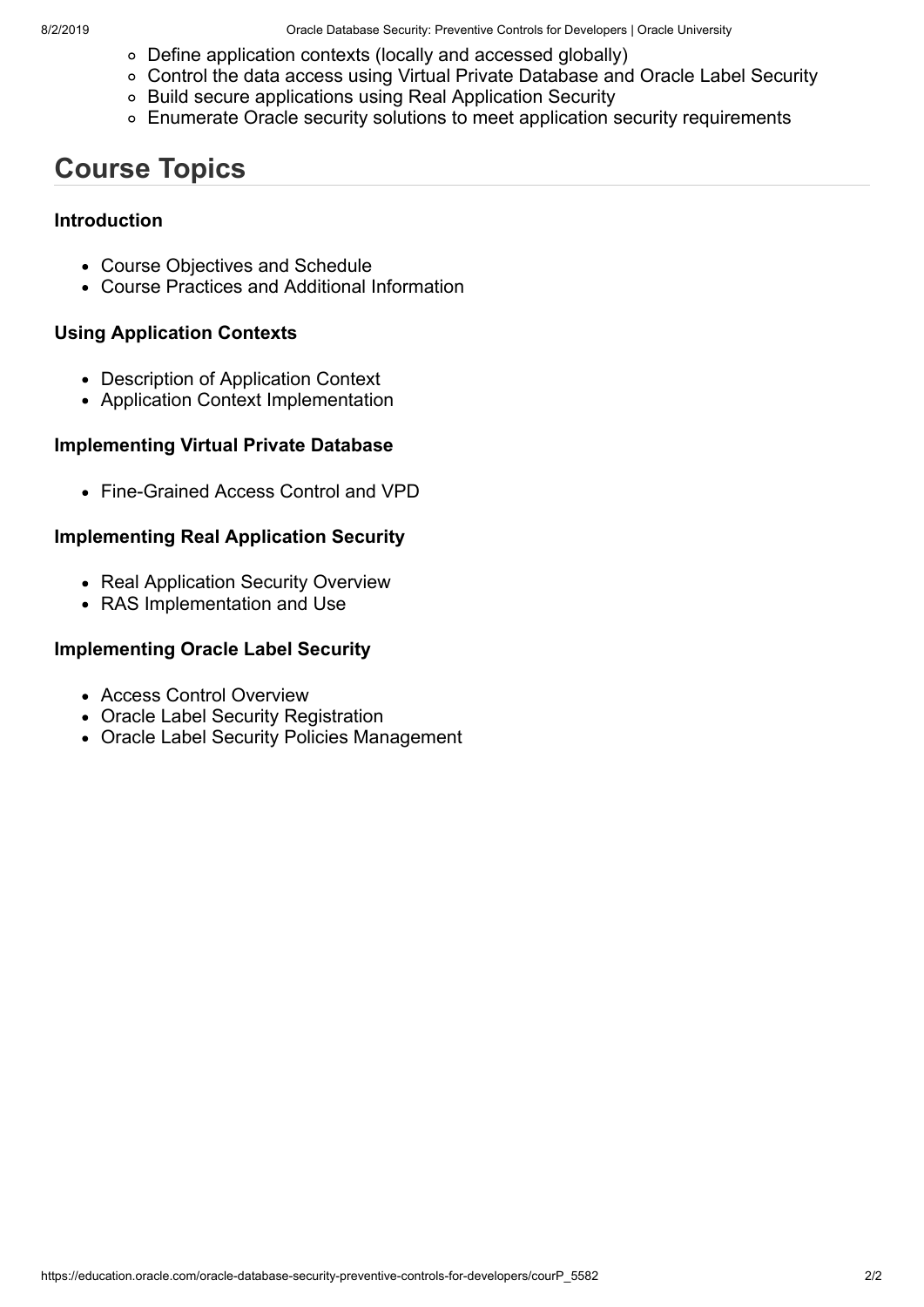- Define application contexts (locally and accessed globally)
- Control the data access using Virtual Private Database and Oracle Label Security
- Build secure applications using Real Application Security
- Enumerate Oracle security solutions to meet application security requirements

## Course Topics

### Introduction

- Course Objectives and Schedule
- Course Practices and Additional Information

### Using Application Contexts

- Description of Application Context
- Application Context Implementation

### Implementing Virtual Private Database

- Fine-Grained Access Control and VPD

### Implementing Real Application Security

- Real Application Security Overview
- RAS Implementation and Use

### Implementing Oracle Label Security

- Access Control Overview
- Oracle Label Security Registration
- Oracle Label Security Policies Management